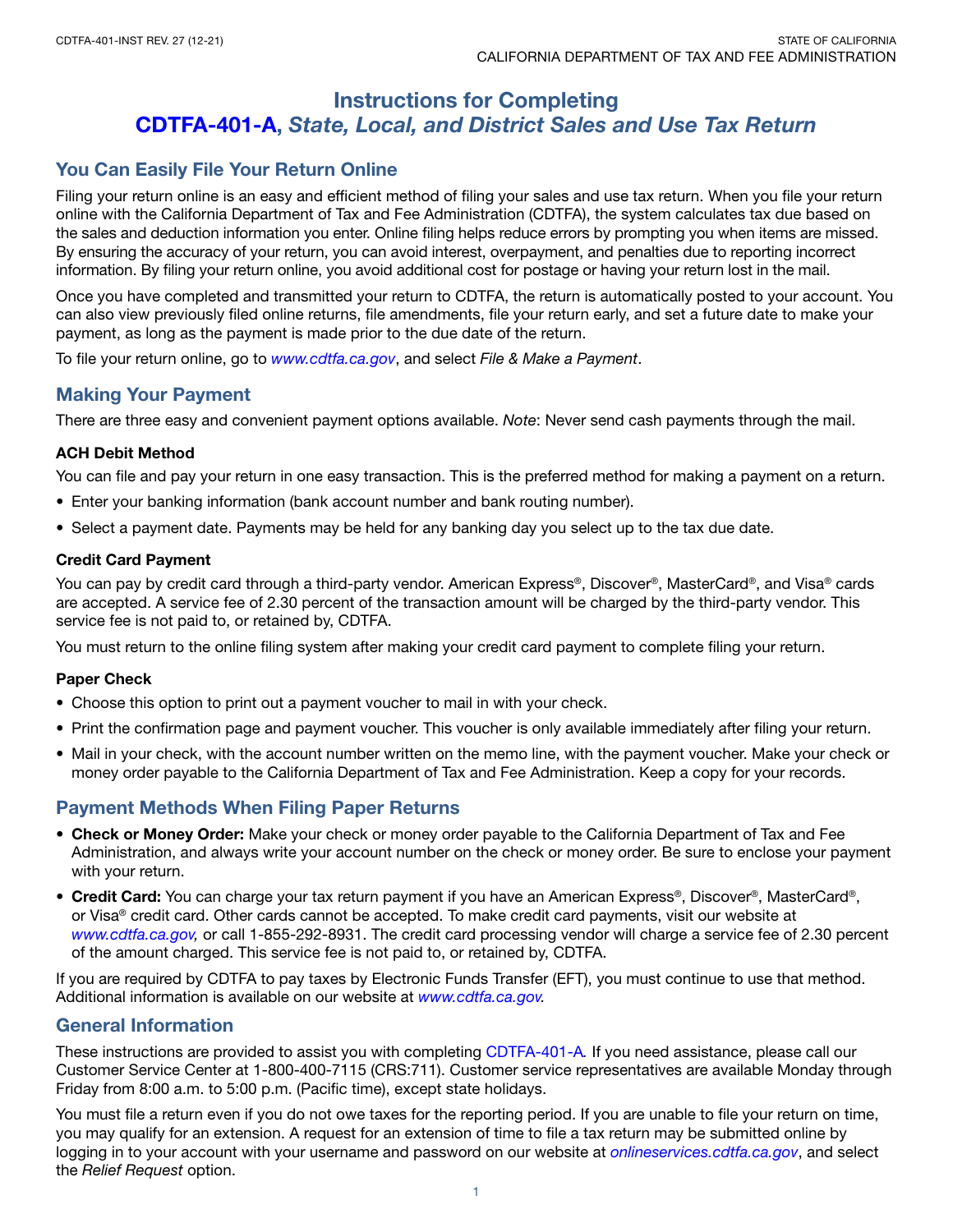# Instructions for Completing CDTFA-401-A, *State, Local, and District Sales and Use Tax Return*

## You Can Easily File Your Return Online

Filing your return online is an easy and efficient method of filing your sales and use tax return. When you file your return online with the California Department of Tax and Fee Administration (CDTFA), the system calculates tax due based on the sales and deduction information you enter. Online filing helps reduce errors by prompting you when items are missed. By ensuring the accuracy of your return, you can avoid interest, overpayment, and penalties due to reporting incorrect information. By filing your return online, you avoid additional cost for postage or having your return lost in the mail.

Once you have completed and transmitted your return to CDTFA, the return is automatically posted to your account. You can also view previously filed online returns, file amendments, file your return early, and set a future date to make your payment, as long as the payment is made prior to the due date of the return.

To file your return online, go to *www.cdtfa.ca.gov*, and select *File & Make a Payment*.

## Making Your Payment

There are three easy and convenient payment options available. *Note*: Never send cash payments through the mail.

### ACH Debit Method

You can file and pay your return in one easy transaction. This is the preferred method for making a payment on a return.

- Enter your banking information (bank account number and bank routing number).
- Select a payment date. Payments may be held for any banking day you select up to the tax due date.

### Credit Card Payment

You can pay by credit card through a third-party vendor. American Express®, Discover®, MasterCard®, and Visa® cards are accepted. A service fee of 2.30 percent of the transaction amount will be charged by the third-party vendor. This service fee is not paid to, or retained by, CDTFA.

You must return to the online filing system after making your credit card payment to complete filing your return.

### Paper Check

- Choose this option to print out a payment voucher to mail in with your check.
- Print the confirmation page and payment voucher. This voucher is only available immediately after filing your return.
- Mail in your check, with the account number written on the memo line, with the payment voucher. Make your check or money order payable to the California Department of Tax and Fee Administration. Keep a copy for your records.

## Payment Methods When Filing Paper Returns

- **Check or Money Order:** Make your check or money order payable to the California Department of Tax and Fee Administration, and always write your account number on the check or money order. Be sure to enclose your payment with your return.
- **Credit Card:** You can charge your tax return payment if you have an American Express®, Discover®, MasterCard®, or Visa® credit card. Other cards cannot be accepted. To make credit card payments, visit our website at *www.cdtfa.ca.gov,* or call 1-855-292-8931. The credit card processing vendor will charge a service fee of 2.30 percent of the amount charged. This service fee is not paid to, or retained by, CDTFA.

If you are required by CDTFA to pay taxes by Electronic Funds Transfer (EFT), you must continue to use that method. Additional information is available on our website at *www.cdtfa.ca.gov.*

## General Information

These instructions are provided to assist you with completing CDTFA-401-A. If you need assistance, please call our Customer Service Center at 1-800-400-7115 (CRS:711). Customer service representatives are available Monday through Friday from 8:00 a.m. to 5:00 p.m. (Pacific time), except state holidays.

You must file a return even if you do not owe taxes for the reporting period. If you are unable to file your return on time, you may qualify for an extension. A request for an extension of time to file a tax return may be submitted online by logging in to your account with your username and password on our website at *onlineservices.cdtfa.ca.gov*, and select the *Relief Request* option.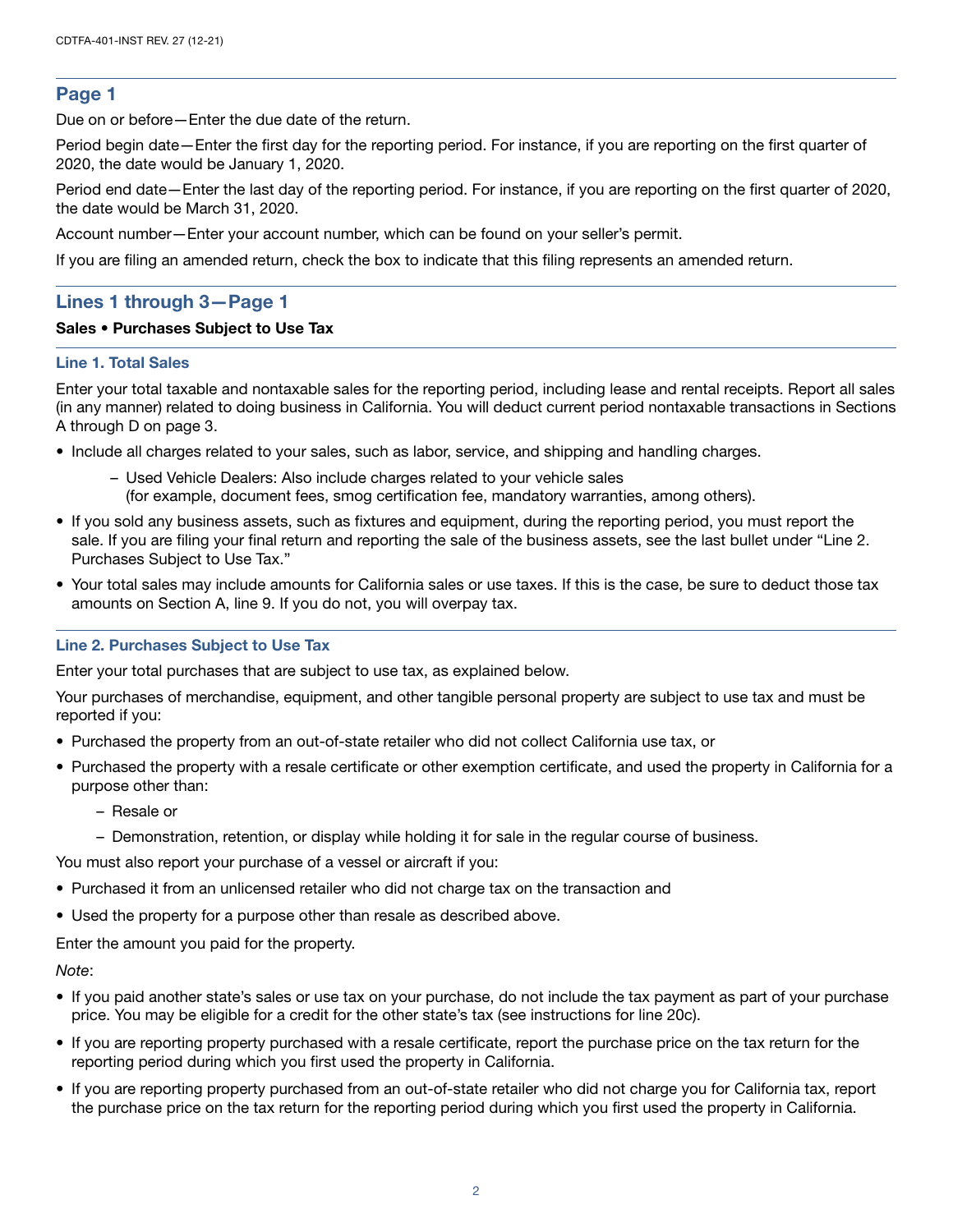## Page 1

Due on or before—Enter the due date of the return.

Period begin date—Enter the first day for the reporting period. For instance, if you are reporting on the first quarter of 2020, the date would be January 1, 2020.

Period end date—Enter the last day of the reporting period. For instance, if you are reporting on the first quarter of 2020, the date would be March 31, 2020.

Account number—Enter your account number, which can be found on your seller's permit.

If you are filing an amended return, check the box to indicate that this filing represents an amended return.

## Lines 1 through 3—Page 1

**Sales • Purchases Subject to Use Tax**

### Line 1. Total Sales

Enter your total taxable and nontaxable sales for the reporting period, including lease and rental receipts. Report all sales (in any manner) related to doing business in California. You will deduct current period nontaxable transactions in Sections A through D on page 3.

- Include all charges related to your sales, such as labor, service, and shipping and handling charges.
  - Used Vehicle Dealers: Also include charges related to your vehicle sales (for example, document fees, smog certification fee, mandatory warranties, among others).
- If you sold any business assets, such as fixtures and equipment, during the reporting period, you must report the sale. If you are filing your final return and reporting the sale of the business assets, see the last bullet under "Line 2. Purchases Subject to Use Tax."
- Your total sales may include amounts for California sales or use taxes. If this is the case, be sure to deduct those tax amounts on Section A, line 9. If you do not, you will overpay tax.

### Line 2. Purchases Subject to Use Tax

Enter your total purchases that are subject to use tax, as explained below.

Your purchases of merchandise, equipment, and other tangible personal property are subject to use tax and must be reported if you:

- Purchased the property from an out-of-state retailer who did not collect California use tax, or
- Purchased the property with a resale certificate or other exemption certificate, and used the property in California for a purpose other than:
  - Resale or
  - Demonstration, retention, or display while holding it for sale in the regular course of business.

You must also report your purchase of a vessel or aircraft if you:

- Purchased it from an unlicensed retailer who did not charge tax on the transaction and
- Used the property for a purpose other than resale as described above.

Enter the amount you paid for the property.

*Note*:

- If you paid another state's sales or use tax on your purchase, do not include the tax payment as part of your purchase price. You may be eligible for a credit for the other state's tax (see instructions for line 20c).
- If you are reporting property purchased with a resale certificate, report the purchase price on the tax return for the reporting period during which you first used the property in California.
- If you are reporting property purchased from an out-of-state retailer who did not charge you for California tax, report the purchase price on the tax return for the reporting period during which you first used the property in California.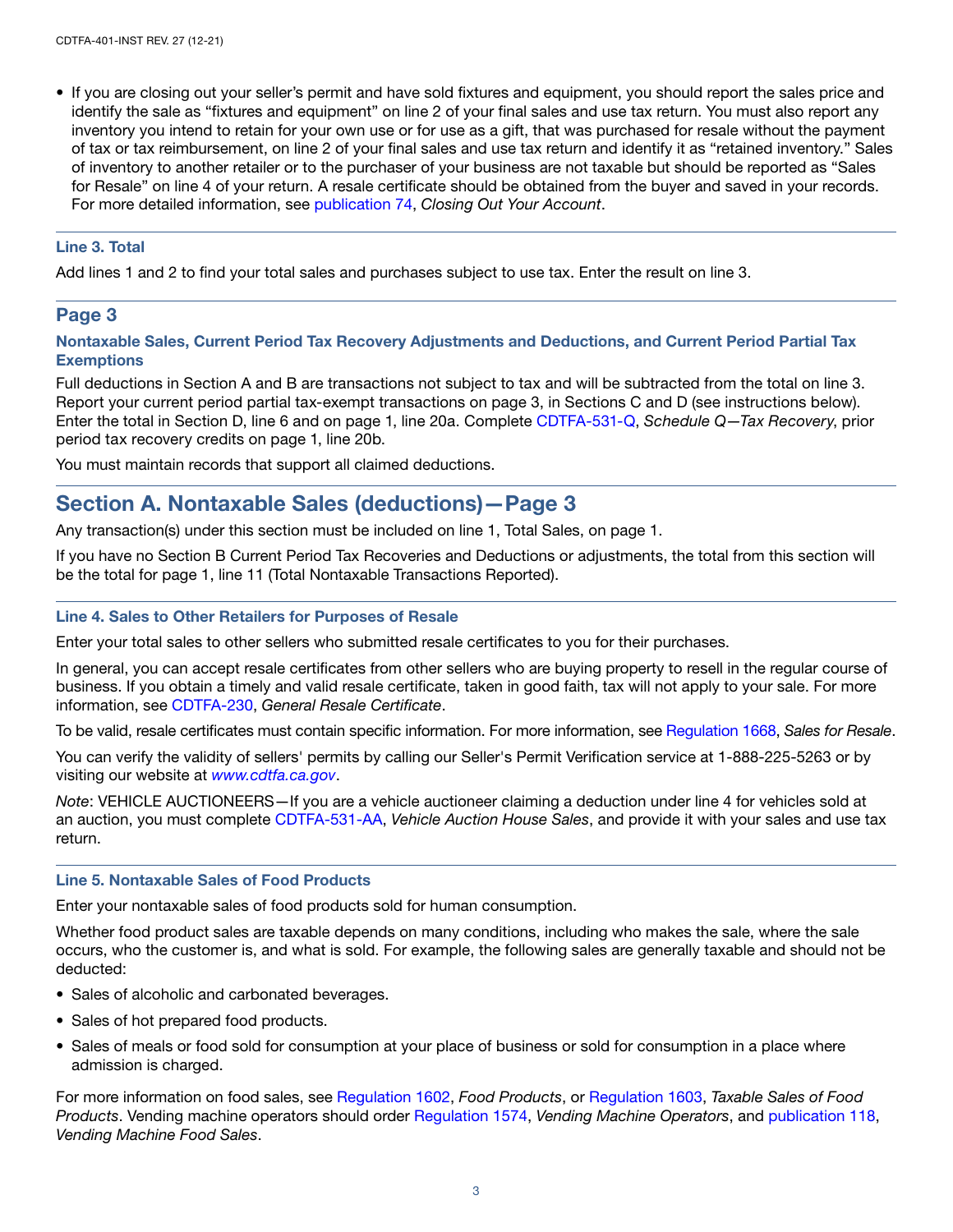- If you are closing out your seller's permit and have sold fixtures and equipment, you should report the sales price and identify the sale as "fixtures and equipment" on line 2 of your final sales and use tax return. You must also report any inventory you intend to retain for your own use or for use as a gift, that was purchased for resale without the payment of tax or tax reimbursement, on line 2 of your final sales and use tax return and identify it as "retained inventory." Sales of inventory to another retailer or to the purchaser of your business are not taxable but should be reported as "Sales for Resale" on line 4 of your return. A resale certificate should be obtained from the buyer and saved in your records. For more detailed information, see publication 74, *Closing Out Your Account*.

### Line 3. Total

Add lines 1 and 2 to find your total sales and purchases subject to use tax. Enter the result on line 3.

## Page 3

### Nontaxable Sales, Current Period Tax Recovery Adjustments and Deductions, and Current Period Partial Tax Exemptions

Full deductions in Section A and B are transactions not subject to tax and will be subtracted from the total on line 3. Report your current period partial tax-exempt transactions on page 3, in Sections C and D (see instructions below). Enter the total in Section D, line 6 and on page 1, line 20a. Complete CDTFA-531-Q, *Schedule Q—Tax Recovery*, prior period tax recovery credits on page 1, line 20b.

You must maintain records that support all claimed deductions.

## Section A. Nontaxable Sales (deductions)—Page 3

Any transaction(s) under this section must be included on line 1, Total Sales, on page 1.

If you have no Section B Current Period Tax Recoveries and Deductions or adjustments, the total from this section will be the total for page 1, line 11 (Total Nontaxable Transactions Reported).

### Line 4. Sales to Other Retailers for Purposes of Resale

Enter your total sales to other sellers who submitted resale certificates to you for their purchases.

In general, you can accept resale certificates from other sellers who are buying property to resell in the regular course of business. If you obtain a timely and valid resale certificate, taken in good faith, tax will not apply to your sale. For more information, see CDTFA-230, *General Resale Certificate*.

To be valid, resale certificates must contain specific information. For more information, see Regulation 1668, *Sales for Resale*.

You can verify the validity of sellers' permits by calling our Seller's Permit Verification service at 1-888-225-5263 or by visiting our website at *www.cdtfa.ca.gov*.

*Note*: VEHICLE AUCTIONEERS—If you are a vehicle auctioneer claiming a deduction under line 4 for vehicles sold at an auction, you must complete CDTFA-531-AA, *Vehicle Auction House Sales*, and provide it with your sales and use tax return.

### Line 5. Nontaxable Sales of Food Products

Enter your nontaxable sales of food products sold for human consumption.

Whether food product sales are taxable depends on many conditions, including who makes the sale, where the sale occurs, who the customer is, and what is sold. For example, the following sales are generally taxable and should not be deducted:

- Sales of alcoholic and carbonated beverages.
- Sales of hot prepared food products.
- Sales of meals or food sold for consumption at your place of business or sold for consumption in a place where admission is charged.

For more information on food sales, see Regulation 1602, *Food Products*, or Regulation 1603, *Taxable Sales of Food Products*. Vending machine operators should order Regulation 1574, *Vending Machine Operators*, and publication 118, *Vending Machine Food Sales*.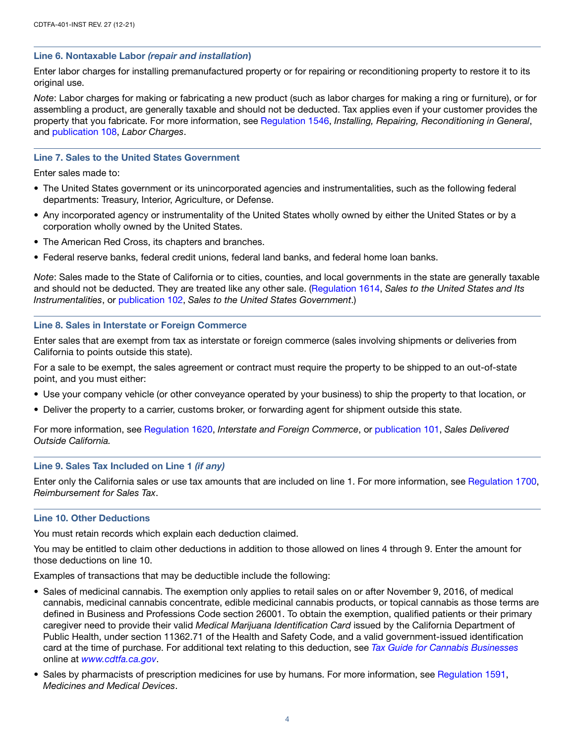### Line 6. Nontaxable Labor *(repair and installation)*

Enter labor charges for installing premanufactured property or for repairing or reconditioning property to restore it to its original use.

*Note*: Labor charges for making or fabricating a new product (such as labor charges for making a ring or furniture), or for assembling a product, are generally taxable and should not be deducted. Tax applies even if your customer provides the property that you fabricate. For more information, see Regulation 1546, *Installing, Repairing, Reconditioning in General*, and publication 108, *Labor Charges*.

### Line 7. Sales to the United States Government

Enter sales made to:

- The United States government or its unincorporated agencies and instrumentalities, such as the following federal departments: Treasury, Interior, Agriculture, or Defense.
- Any incorporated agency or instrumentality of the United States wholly owned by either the United States or by a corporation wholly owned by the United States.
- The American Red Cross, its chapters and branches.
- Federal reserve banks, federal credit unions, federal land banks, and federal home loan banks.

*Note*: Sales made to the State of California or to cities, counties, and local governments in the state are generally taxable and should not be deducted. They are treated like any other sale. (Regulation 1614, *Sales to the United States and Its Instrumentalities*, or publication 102, *Sales to the United States Government*.)

### Line 8. Sales in Interstate or Foreign Commerce

Enter sales that are exempt from tax as interstate or foreign commerce (sales involving shipments or deliveries from California to points outside this state).

For a sale to be exempt, the sales agreement or contract must require the property to be shipped to an out-of-state point, and you must either:

- Use your company vehicle (or other conveyance operated by your business) to ship the property to that location, or
- Deliver the property to a carrier, customs broker, or forwarding agent for shipment outside this state.

For more information, see Regulation 1620, *Interstate and Foreign Commerce*, or publication 101, *Sales Delivered Outside California.*

### Line 9. Sales Tax Included on Line 1 *(if any)*

Enter only the California sales or use tax amounts that are included on line 1. For more information, see Regulation 1700, *Reimbursement for Sales Tax*.

### Line 10. Other Deductions

You must retain records which explain each deduction claimed.

You may be entitled to claim other deductions in addition to those allowed on lines 4 through 9. Enter the amount for those deductions on line 10.

Examples of transactions that may be deductible include the following:

- Sales of medicinal cannabis. The exemption only applies to retail sales on or after November 9, 2016, of medical cannabis, medicinal cannabis concentrate, edible medicinal cannabis products, or topical cannabis as those terms are defined in Business and Professions Code section 26001. To obtain the exemption, qualified patients or their primary caregiver need to provide their valid *Medical Marijuana Identification Card* issued by the California Department of Public Health, under section 11362.71 of the Health and Safety Code, and a valid government-issued identification card at the time of purchase. For additional text relating to this deduction, see *Tax Guide for Cannabis Businesses* online at *www.cdtfa.ca.gov*.
- Sales by pharmacists of prescription medicines for use by humans. For more information, see Regulation 1591, *Medicines and Medical Devices*.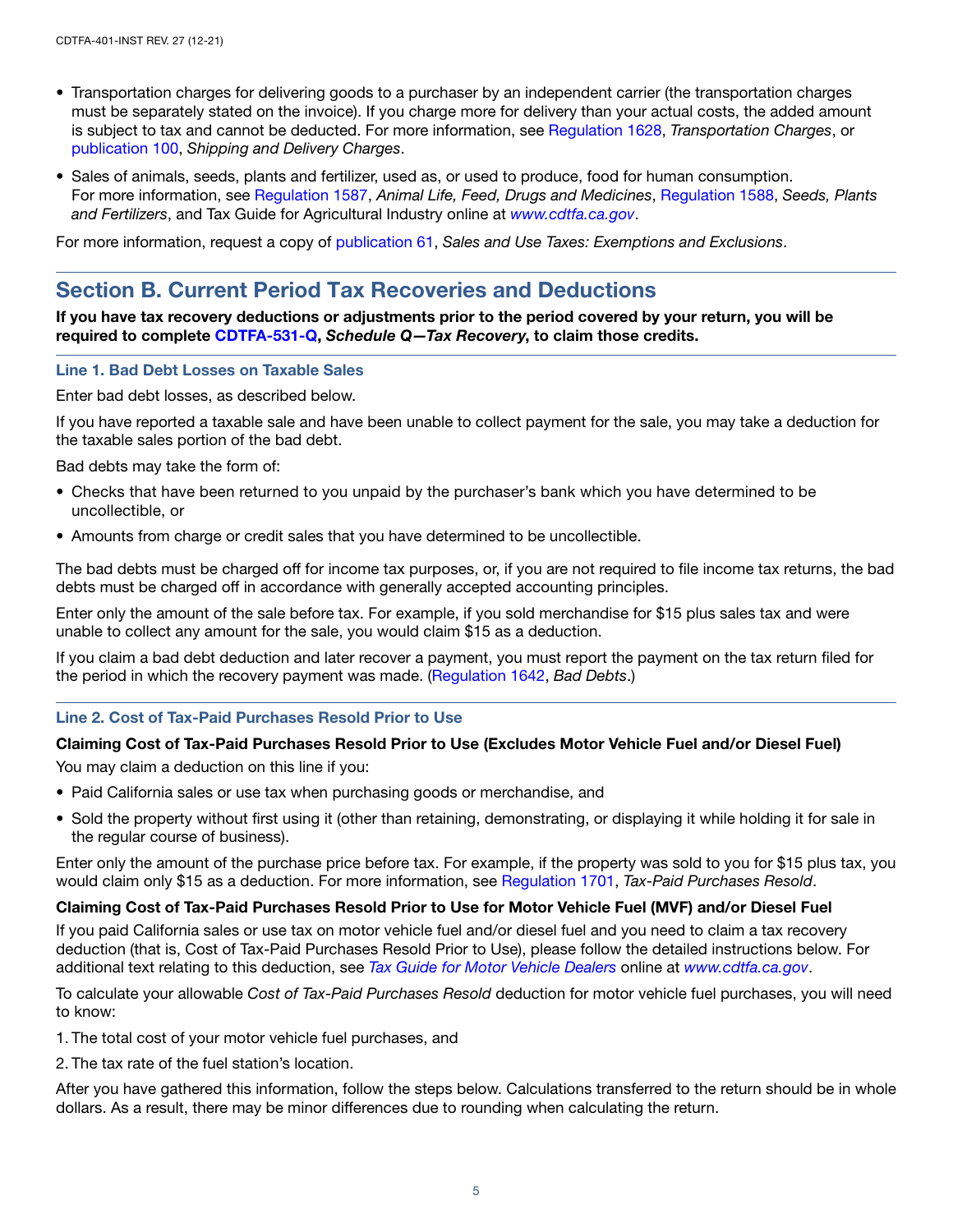- Transportation charges for delivering goods to a purchaser by an independent carrier (the transportation charges must be separately stated on the invoice). If you charge more for delivery than your actual costs, the added amount is subject to tax and cannot be deducted. For more information, see Regulation 1628, *Transportation Charges*, or publication 100, *Shipping and Delivery Charges*.
- Sales of animals, seeds, plants and fertilizer, used as, or used to produce, food for human consumption. For more information, see Regulation 1587, *Animal Life, Feed, Drugs and Medicines*, Regulation 1588, *Seeds, Plants and Fertilizers*, and Tax Guide for Agricultural Industry online at *www.cdtfa.ca.gov*.

For more information, request a copy of publication 61, *Sales and Use Taxes: Exemptions and Exclusions*.

## Section B. Current Period Tax Recoveries and Deductions

**If you have tax recovery deductions or adjustments prior to the period covered by your return, you will be required to complete CDTFA-531-Q, *Schedule Q—Tax Recovery*, to claim those credits.**

### Line 1. Bad Debt Losses on Taxable Sales

Enter bad debt losses, as described below.

If you have reported a taxable sale and have been unable to collect payment for the sale, you may take a deduction for the taxable sales portion of the bad debt.

Bad debts may take the form of:

- Checks that have been returned to you unpaid by the purchaser's bank which you have determined to be uncollectible, or
- Amounts from charge or credit sales that you have determined to be uncollectible.

The bad debts must be charged off for income tax purposes, or, if you are not required to file income tax returns, the bad debts must be charged off in accordance with generally accepted accounting principles.

Enter only the amount of the sale before tax. For example, if you sold merchandise for $15 plus sales tax and were unable to collect any amount for the sale, you would claim $15 as a deduction.

If you claim a bad debt deduction and later recover a payment, you must report the payment on the tax return filed for the period in which the recovery payment was made. (Regulation 1642, *Bad Debts*.)

### Line 2. Cost of Tax-Paid Purchases Resold Prior to Use

**Claiming Cost of Tax-Paid Purchases Resold Prior to Use (Excludes Motor Vehicle Fuel and/or Diesel Fuel)**

You may claim a deduction on this line if you:

- Paid California sales or use tax when purchasing goods or merchandise, and
- Sold the property without first using it (other than retaining, demonstrating, or displaying it while holding it for sale in the regular course of business).

Enter only the amount of the purchase price before tax. For example, if the property was sold to you for $15 plus tax, you would claim only $15 as a deduction. For more information, see Regulation 1701, *Tax-Paid Purchases Resold*.

**Claiming Cost of Tax-Paid Purchases Resold Prior to Use for Motor Vehicle Fuel (MVF) and/or Diesel Fuel**

If you paid California sales or use tax on motor vehicle fuel and/or diesel fuel and you need to claim a tax recovery deduction (that is, Cost of Tax-Paid Purchases Resold Prior to Use), please follow the detailed instructions below. For additional text relating to this deduction, see *Tax Guide for Motor Vehicle Dealers* online at *www.cdtfa.ca.gov*.

To calculate your allowable *Cost of Tax-Paid Purchases Resold* deduction for motor vehicle fuel purchases, you will need to know:

1. The total cost of your motor vehicle fuel purchases, and
2. The tax rate of the fuel station's location.

After you have gathered this information, follow the steps below. Calculations transferred to the return should be in whole dollars. As a result, there may be minor differences due to rounding when calculating the return.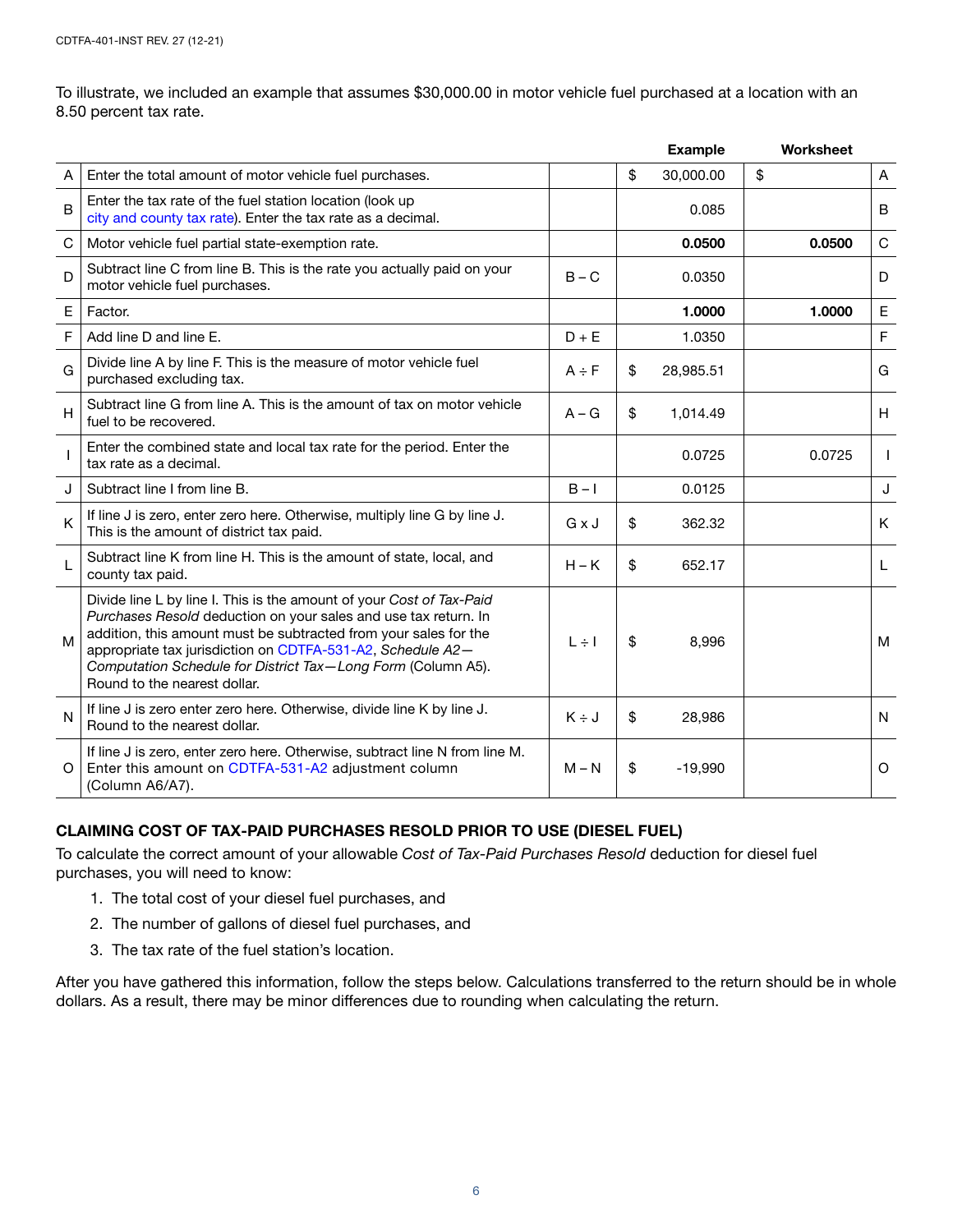To illustrate, we included an example that assumes $30,000.00 in motor vehicle fuel purchased at a location with an 8.50 percent tax rate.

| | | | Example | Worksheet | |
|---|---|---|---|---|---|
| A | Enter the total amount of motor vehicle fuel purchases. | | $ 30,000.00 | $ | A |
| B | Enter the tax rate of the fuel station location (look up city and county tax rate). Enter the tax rate as a decimal. | | 0.085 | | B |
| C | Motor vehicle fuel partial state-exemption rate. | | **0.0500** | **0.0500** | C |
| D | Subtract line C from line B. This is the rate you actually paid on your motor vehicle fuel purchases. | B – C | 0.0350 | | D |
| E | Factor. | | **1.0000** | **1.0000** | E |
| F | Add line D and line E. | D + E | 1.0350 | | F |
| G | Divide line A by line F. This is the measure of motor vehicle fuel purchased excluding tax. | A ÷ F | $ 28,985.51 | | G |
| H | Subtract line G from line A. This is the amount of tax on motor vehicle fuel to be recovered. | A – G | $ 1,014.49 | | H |
| I | Enter the combined state and local tax rate for the period. Enter the tax rate as a decimal. | | 0.0725 | 0.0725 | I |
| J | Subtract line I from line B. | B – I | 0.0125 | | J |
| K | If line J is zero, enter zero here. Otherwise, multiply line G by line J. This is the amount of district tax paid. | G x J | $ 362.32 | | K |
| L | Subtract line K from line H. This is the amount of state, local, and county tax paid. | H – K | $ 652.17 | | L |
| M | Divide line L by line I. This is the amount of your *Cost of Tax-Paid Purchases Resold* deduction on your sales and use tax return. In addition, this amount must be subtracted from your sales for the appropriate tax jurisdiction on CDTFA-531-A2, *Schedule A2—Computation Schedule for District Tax—Long Form* (Column A5). Round to the nearest dollar. | L ÷ I | $ 8,996 | | M |
| N | If line J is zero enter zero here. Otherwise, divide line K by line J. Round to the nearest dollar. | K ÷ J | $ 28,986 | | N |
| O | If line J is zero, enter zero here. Otherwise, subtract line N from line M. Enter this amount on CDTFA-531-A2 adjustment column (Column A6/A7). | M – N | $ -19,990 | | O |

## CLAIMING COST OF TAX-PAID PURCHASES RESOLD PRIOR TO USE (DIESEL FUEL)

To calculate the correct amount of your allowable *Cost of Tax-Paid Purchases Resold* deduction for diesel fuel purchases, you will need to know:

1. The total cost of your diesel fuel purchases, and
2. The number of gallons of diesel fuel purchases, and
3. The tax rate of the fuel station's location.

After you have gathered this information, follow the steps below. Calculations transferred to the return should be in whole dollars. As a result, there may be minor differences due to rounding when calculating the return.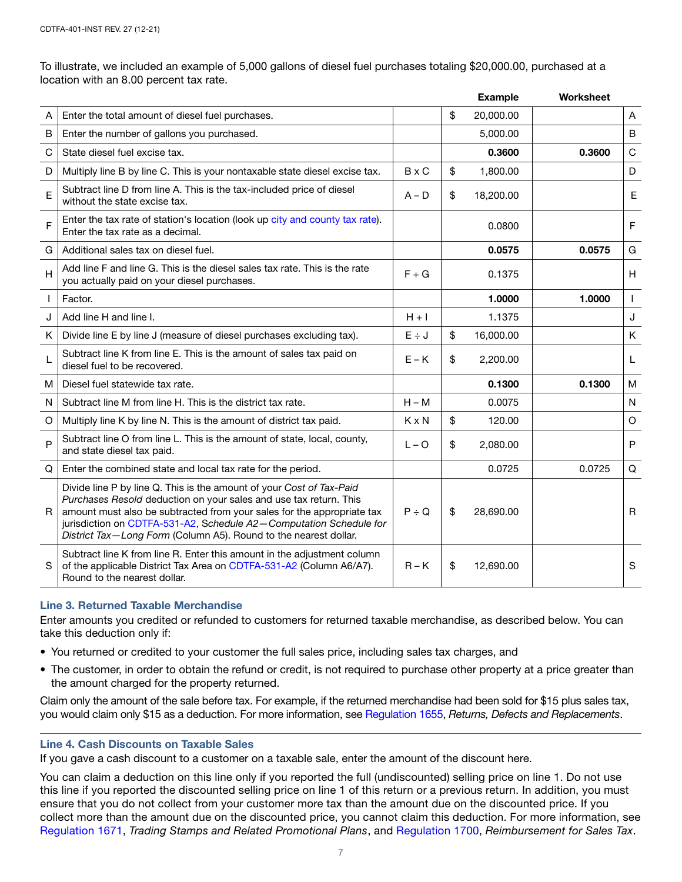To illustrate, we included an example of 5,000 gallons of diesel fuel purchases totaling $20,000.00, purchased at a location with an 8.00 percent tax rate.

| | | | Example | Worksheet | |
|---|---|---|---|---|---|
| A | Enter the total amount of diesel fuel purchases. | | $ 20,000.00 | | A |
| B | Enter the number of gallons you purchased. | | 5,000.00 | | B |
| C | State diesel fuel excise tax. | | **0.3600** | **0.3600** | C |
| D | Multiply line B by line C. This is your nontaxable state diesel excise tax. | B x C | $ 1,800.00 | | D |
| E | Subtract line D from line A. This is the tax-included price of diesel without the state excise tax. | A – D | $ 18,200.00 | | E |
| F | Enter the tax rate of station's location (look up city and county tax rate). Enter the tax rate as a decimal. | | 0.0800 | | F |
| G | Additional sales tax on diesel fuel. | | **0.0575** | **0.0575** | G |
| H | Add line F and line G. This is the diesel sales tax rate. This is the rate you actually paid on your diesel purchases. | F + G | 0.1375 | | H |
| I | Factor. | | **1.0000** | **1.0000** | I |
| J | Add line H and line I. | H + I | 1.1375 | | J |
| K | Divide line E by line J (measure of diesel purchases excluding tax). | E ÷ J | $ 16,000.00 | | K |
| L | Subtract line K from line E. This is the amount of sales tax paid on diesel fuel to be recovered. | E – K | $ 2,200.00 | | L |
| M | Diesel fuel statewide tax rate. | | **0.1300** | **0.1300** | M |
| N | Subtract line M from line H. This is the district tax rate. | H – M | 0.0075 | | N |
| O | Multiply line K by line N. This is the amount of district tax paid. | K x N | $ 120.00 | | O |
| P | Subtract line O from line L. This is the amount of state, local, county, and state diesel tax paid. | L – O | $ 2,080.00 | | P |
| Q | Enter the combined state and local tax rate for the period. | | 0.0725 | 0.0725 | Q |
| R | Divide line P by line Q. This is the amount of your *Cost of Tax-Paid Purchases Resold* deduction on your sales and use tax return. This amount must also be subtracted from your sales for the appropriate tax jurisdiction on CDTFA-531-A2, *Schedule A2—Computation Schedule for District Tax—Long Form* (Column A5). Round to the nearest dollar. | P ÷ Q | $ 28,690.00 | | R |
| S | Subtract line K from line R. Enter this amount in the adjustment column of the applicable District Tax Area on CDTFA-531-A2 (Column A6/A7). Round to the nearest dollar. | R – K | $ 12,690.00 | | S |

### Line 3. Returned Taxable Merchandise

Enter amounts you credited or refunded to customers for returned taxable merchandise, as described below. You can take this deduction only if:

- You returned or credited to your customer the full sales price, including sales tax charges, and
- The customer, in order to obtain the refund or credit, is not required to purchase other property at a price greater than the amount charged for the property returned.

Claim only the amount of the sale before tax. For example, if the returned merchandise had been sold for $15 plus sales tax, you would claim only $15 as a deduction. For more information, see Regulation 1655, *Returns, Defects and Replacements*.

### Line 4. Cash Discounts on Taxable Sales

If you gave a cash discount to a customer on a taxable sale, enter the amount of the discount here.

You can claim a deduction on this line only if you reported the full (undiscounted) selling price on line 1. Do not use this line if you reported the discounted selling price on line 1 of this return or a previous return. In addition, you must ensure that you do not collect from your customer more tax than the amount due on the discounted price. If you collect more than the amount due on the discounted price, you cannot claim this deduction. For more information, see Regulation 1671, *Trading Stamps and Related Promotional Plans*, and Regulation 1700, *Reimbursement for Sales Tax*.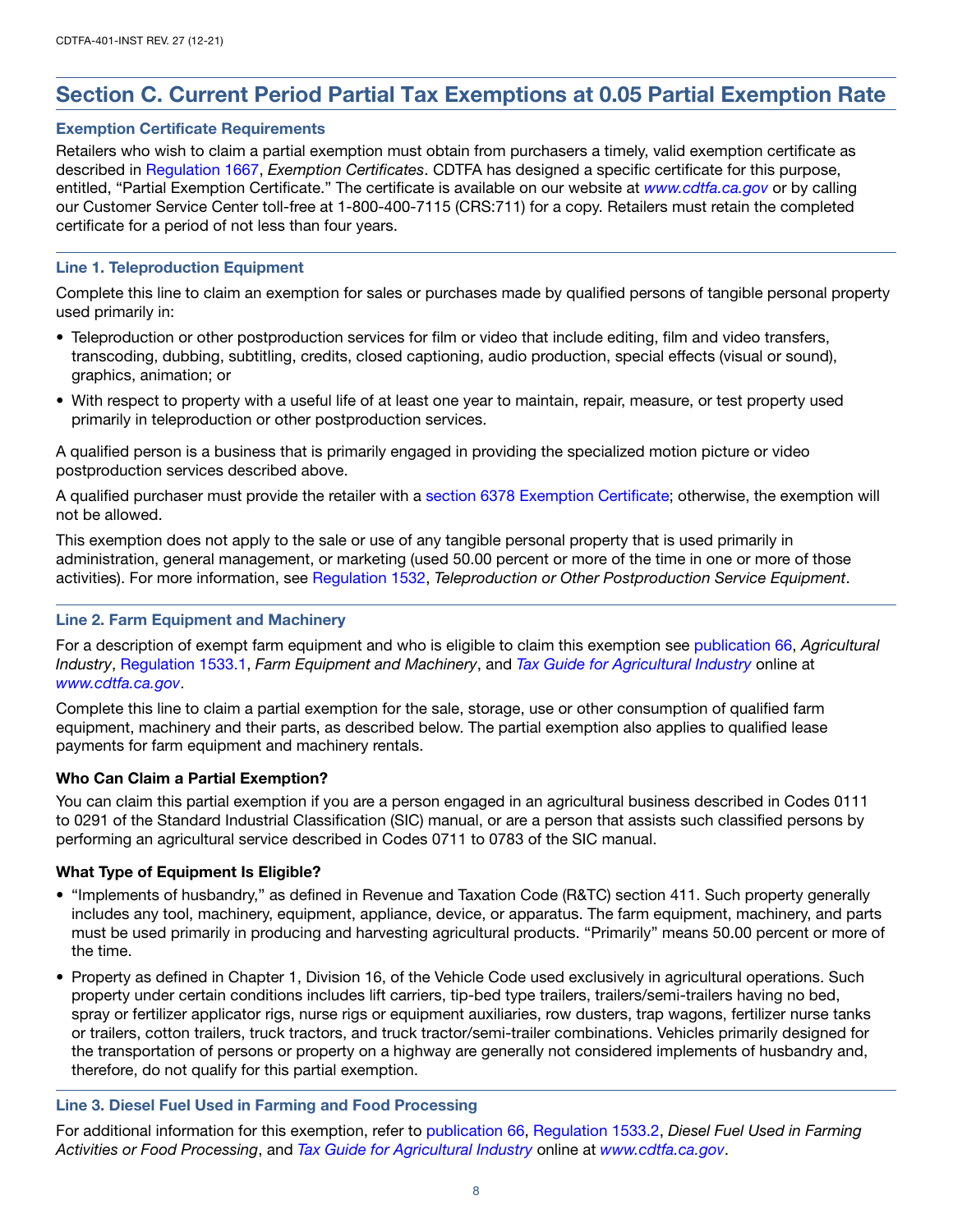## Section C. Current Period Partial Tax Exemptions at 0.05 Partial Exemption Rate

### Exemption Certificate Requirements

Retailers who wish to claim a partial exemption must obtain from purchasers a timely, valid exemption certificate as described in Regulation 1667, *Exemption Certificates*. CDTFA has designed a specific certificate for this purpose, entitled, "Partial Exemption Certificate." The certificate is available on our website at *www.cdtfa.ca.gov* or by calling our Customer Service Center toll-free at 1-800-400-7115 (CRS:711) for a copy. Retailers must retain the completed certificate for a period of not less than four years.

### Line 1. Teleproduction Equipment

Complete this line to claim an exemption for sales or purchases made by qualified persons of tangible personal property used primarily in:

- Teleproduction or other postproduction services for film or video that include editing, film and video transfers, transcoding, dubbing, subtitling, credits, closed captioning, audio production, special effects (visual or sound), graphics, animation; or
- With respect to property with a useful life of at least one year to maintain, repair, measure, or test property used primarily in teleproduction or other postproduction services.

A qualified person is a business that is primarily engaged in providing the specialized motion picture or video postproduction services described above.

A qualified purchaser must provide the retailer with a section 6378 Exemption Certificate; otherwise, the exemption will not be allowed.

This exemption does not apply to the sale or use of any tangible personal property that is used primarily in administration, general management, or marketing (used 50.00 percent or more of the time in one or more of those activities). For more information, see Regulation 1532, *Teleproduction or Other Postproduction Service Equipment*.

### Line 2. Farm Equipment and Machinery

For a description of exempt farm equipment and who is eligible to claim this exemption see publication 66, *Agricultural Industry*, Regulation 1533.1, *Farm Equipment and Machinery*, and *Tax Guide for Agricultural Industry* online at *www.cdtfa.ca.gov*.

Complete this line to claim a partial exemption for the sale, storage, use or other consumption of qualified farm equipment, machinery and their parts, as described below. The partial exemption also applies to qualified lease payments for farm equipment and machinery rentals.

**Who Can Claim a Partial Exemption?**

You can claim this partial exemption if you are a person engaged in an agricultural business described in Codes 0111 to 0291 of the Standard Industrial Classification (SIC) manual, or are a person that assists such classified persons by performing an agricultural service described in Codes 0711 to 0783 of the SIC manual.

**What Type of Equipment Is Eligible?**

- "Implements of husbandry," as defined in Revenue and Taxation Code (R&TC) section 411. Such property generally includes any tool, machinery, equipment, appliance, device, or apparatus. The farm equipment, machinery, and parts must be used primarily in producing and harvesting agricultural products. "Primarily" means 50.00 percent or more of the time.
- Property as defined in Chapter 1, Division 16, of the Vehicle Code used exclusively in agricultural operations. Such property under certain conditions includes lift carriers, tip-bed type trailers, trailers/semi-trailers having no bed, spray or fertilizer applicator rigs, nurse rigs or equipment auxiliaries, row dusters, trap wagons, fertilizer nurse tanks or trailers, cotton trailers, truck tractors, and truck tractor/semi-trailer combinations. Vehicles primarily designed for the transportation of persons or property on a highway are generally not considered implements of husbandry and, therefore, do not qualify for this partial exemption.

### Line 3. Diesel Fuel Used in Farming and Food Processing

For additional information for this exemption, refer to publication 66, Regulation 1533.2, *Diesel Fuel Used in Farming Activities or Food Processing*, and *Tax Guide for Agricultural Industry* online at *www.cdtfa.ca.gov*.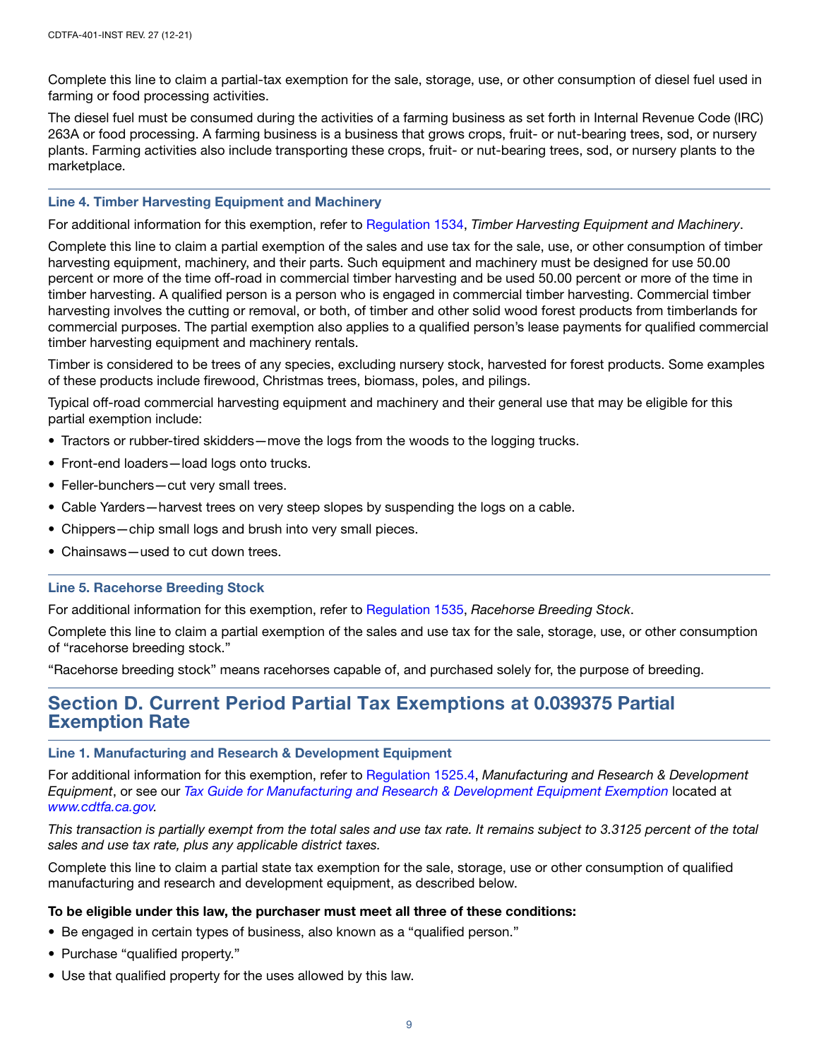Complete this line to claim a partial-tax exemption for the sale, storage, use, or other consumption of diesel fuel used in farming or food processing activities.

The diesel fuel must be consumed during the activities of a farming business as set forth in Internal Revenue Code (IRC) 263A or food processing. A farming business is a business that grows crops, fruit- or nut-bearing trees, sod, or nursery plants. Farming activities also include transporting these crops, fruit- or nut-bearing trees, sod, or nursery plants to the marketplace.

### Line 4. Timber Harvesting Equipment and Machinery

For additional information for this exemption, refer to Regulation 1534, *Timber Harvesting Equipment and Machinery*.

Complete this line to claim a partial exemption of the sales and use tax for the sale, use, or other consumption of timber harvesting equipment, machinery, and their parts. Such equipment and machinery must be designed for use 50.00 percent or more of the time off-road in commercial timber harvesting and be used 50.00 percent or more of the time in timber harvesting. A qualified person is a person who is engaged in commercial timber harvesting. Commercial timber harvesting involves the cutting or removal, or both, of timber and other solid wood forest products from timberlands for commercial purposes. The partial exemption also applies to a qualified person's lease payments for qualified commercial timber harvesting equipment and machinery rentals.

Timber is considered to be trees of any species, excluding nursery stock, harvested for forest products. Some examples of these products include firewood, Christmas trees, biomass, poles, and pilings.

Typical off-road commercial harvesting equipment and machinery and their general use that may be eligible for this partial exemption include:

- Tractors or rubber-tired skidders—move the logs from the woods to the logging trucks.
- Front-end loaders—load logs onto trucks.
- Feller-bunchers—cut very small trees.
- Cable Yarders—harvest trees on very steep slopes by suspending the logs on a cable.
- Chippers—chip small logs and brush into very small pieces.
- Chainsaws—used to cut down trees.

### Line 5. Racehorse Breeding Stock

For additional information for this exemption, refer to Regulation 1535, *Racehorse Breeding Stock*.

Complete this line to claim a partial exemption of the sales and use tax for the sale, storage, use, or other consumption of "racehorse breeding stock."

"Racehorse breeding stock" means racehorses capable of, and purchased solely for, the purpose of breeding.

## Section D. Current Period Partial Tax Exemptions at 0.039375 Partial Exemption Rate

### Line 1. Manufacturing and Research & Development Equipment

For additional information for this exemption, refer to Regulation 1525.4, *Manufacturing and Research & Development Equipment*, or see our *Tax Guide for Manufacturing and Research & Development Equipment Exemption* located at *www.cdtfa.ca.gov*.

*This transaction is partially exempt from the total sales and use tax rate. It remains subject to 3.3125 percent of the total sales and use tax rate, plus any applicable district taxes.*

Complete this line to claim a partial state tax exemption for the sale, storage, use or other consumption of qualified manufacturing and research and development equipment, as described below.

**To be eligible under this law, the purchaser must meet all three of these conditions:**

- Be engaged in certain types of business, also known as a "qualified person."
- Purchase "qualified property."
- Use that qualified property for the uses allowed by this law.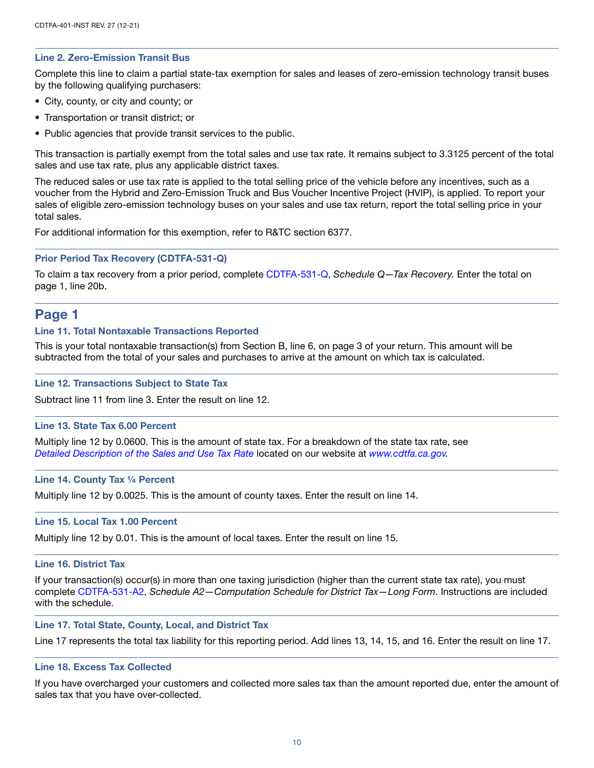### Line 2. Zero-Emission Transit Bus

Complete this line to claim a partial state-tax exemption for sales and leases of zero-emission technology transit buses by the following qualifying purchasers:

- City, county, or city and county; or
- Transportation or transit district; or
- Public agencies that provide transit services to the public.

This transaction is partially exempt from the total sales and use tax rate. It remains subject to 3.3125 percent of the total sales and use tax rate, plus any applicable district taxes.

The reduced sales or use tax rate is applied to the total selling price of the vehicle before any incentives, such as a voucher from the Hybrid and Zero-Emission Truck and Bus Voucher Incentive Project (HVIP), is applied. To report your sales of eligible zero-emission technology buses on your sales and use tax return, report the total selling price in your total sales.

For additional information for this exemption, refer to R&TC section 6377.

### Prior Period Tax Recovery (CDTFA-531-Q)

To claim a tax recovery from a prior period, complete CDTFA-531-Q, *Schedule Q—Tax Recovery.* Enter the total on page 1, line 20b.

## Page 1

### Line 11. Total Nontaxable Transactions Reported

This is your total nontaxable transaction(s) from Section B, line 6, on page 3 of your return. This amount will be subtracted from the total of your sales and purchases to arrive at the amount on which tax is calculated.

### Line 12. Transactions Subject to State Tax

Subtract line 11 from line 3. Enter the result on line 12.

### Line 13. State Tax 6.00 Percent

Multiply line 12 by 0.0600. This is the amount of state tax. For a breakdown of the state tax rate, see *Detailed Description of the Sales and Use Tax Rate* located on our website at *www.cdtfa.ca.gov*.

### Line 14. County Tax ¼ Percent

Multiply line 12 by 0.0025. This is the amount of county taxes. Enter the result on line 14.

### Line 15. Local Tax 1.00 Percent

Multiply line 12 by 0.01. This is the amount of local taxes. Enter the result on line 15.

### Line 16. District Tax

If your transaction(s) occur(s) in more than one taxing jurisdiction (higher than the current state tax rate), you must complete CDTFA-531-A2, *Schedule A2—Computation Schedule for District Tax—Long Form*. Instructions are included with the schedule.

### Line 17. Total State, County, Local, and District Tax

Line 17 represents the total tax liability for this reporting period. Add lines 13, 14, 15, and 16. Enter the result on line 17.

### Line 18. Excess Tax Collected

If you have overcharged your customers and collected more sales tax than the amount reported due, enter the amount of sales tax that you have over-collected.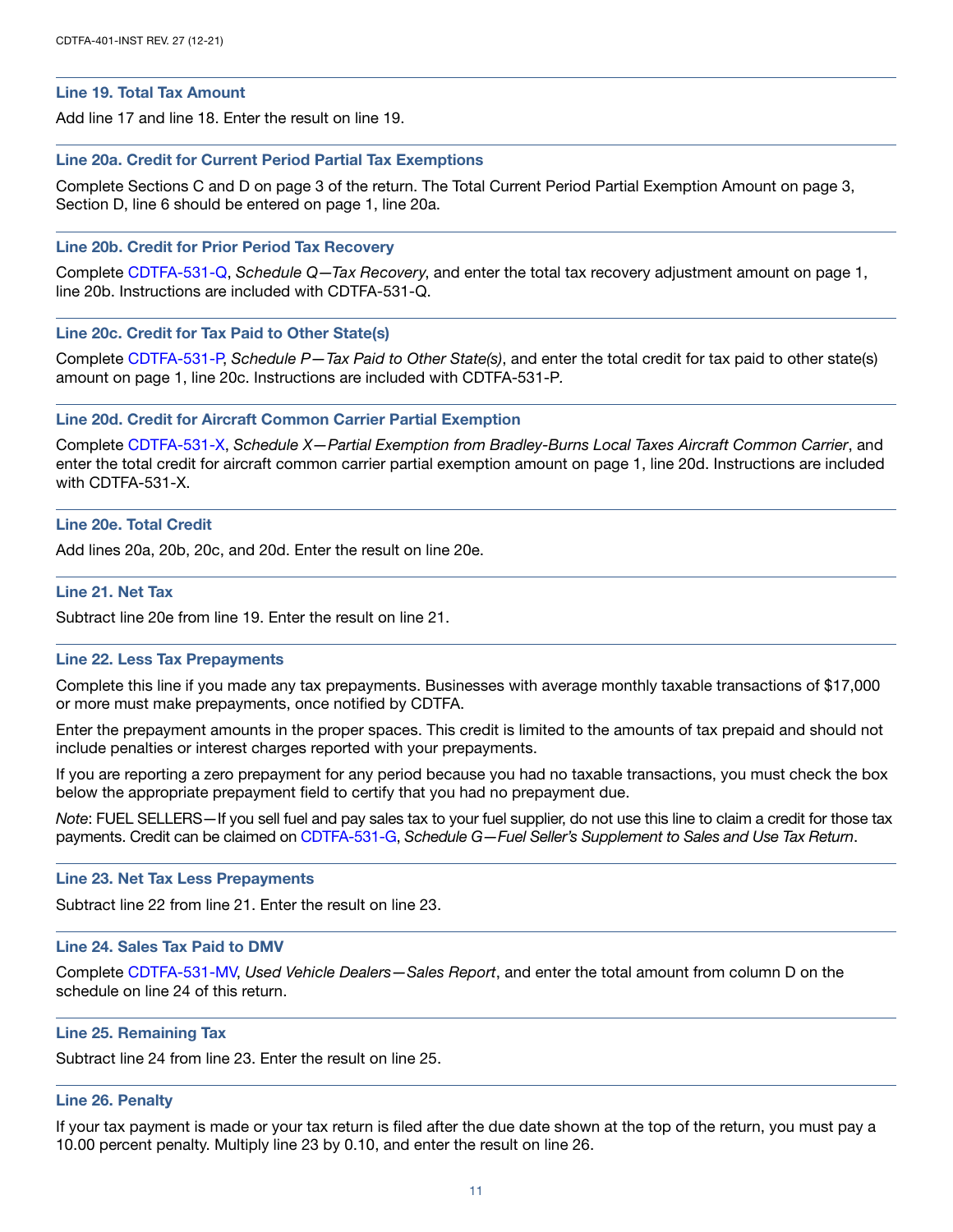### Line 19. Total Tax Amount

Add line 17 and line 18. Enter the result on line 19.

### Line 20a. Credit for Current Period Partial Tax Exemptions

Complete Sections C and D on page 3 of the return. The Total Current Period Partial Exemption Amount on page 3, Section D, line 6 should be entered on page 1, line 20a.

### Line 20b. Credit for Prior Period Tax Recovery

Complete CDTFA-531-Q, *Schedule Q—Tax Recovery*, and enter the total tax recovery adjustment amount on page 1, line 20b. Instructions are included with CDTFA-531-Q.

### Line 20c. Credit for Tax Paid to Other State(s)

Complete CDTFA-531-P, *Schedule P—Tax Paid to Other State(s)*, and enter the total credit for tax paid to other state(s) amount on page 1, line 20c. Instructions are included with CDTFA-531-P.

### Line 20d. Credit for Aircraft Common Carrier Partial Exemption

Complete CDTFA-531-X, *Schedule X—Partial Exemption from Bradley-Burns Local Taxes Aircraft Common Carrier*, and enter the total credit for aircraft common carrier partial exemption amount on page 1, line 20d. Instructions are included with CDTFA-531-X.

### Line 20e. Total Credit

Add lines 20a, 20b, 20c, and 20d. Enter the result on line 20e.

### Line 21. Net Tax

Subtract line 20e from line 19. Enter the result on line 21.

### Line 22. Less Tax Prepayments

Complete this line if you made any tax prepayments. Businesses with average monthly taxable transactions of $17,000 or more must make prepayments, once notified by CDTFA.

Enter the prepayment amounts in the proper spaces. This credit is limited to the amounts of tax prepaid and should not include penalties or interest charges reported with your prepayments.

If you are reporting a zero prepayment for any period because you had no taxable transactions, you must check the box below the appropriate prepayment field to certify that you had no prepayment due.

*Note*: FUEL SELLERS—If you sell fuel and pay sales tax to your fuel supplier, do not use this line to claim a credit for those tax payments. Credit can be claimed on CDTFA-531-G, *Schedule G—Fuel Seller's Supplement to Sales and Use Tax Return*.

### Line 23. Net Tax Less Prepayments

Subtract line 22 from line 21. Enter the result on line 23.

### Line 24. Sales Tax Paid to DMV

Complete CDTFA-531-MV, *Used Vehicle Dealers—Sales Report*, and enter the total amount from column D on the schedule on line 24 of this return.

### Line 25. Remaining Tax

Subtract line 24 from line 23. Enter the result on line 25.

### Line 26. Penalty

If your tax payment is made or your tax return is filed after the due date shown at the top of the return, you must pay a 10.00 percent penalty. Multiply line 23 by 0.10, and enter the result on line 26.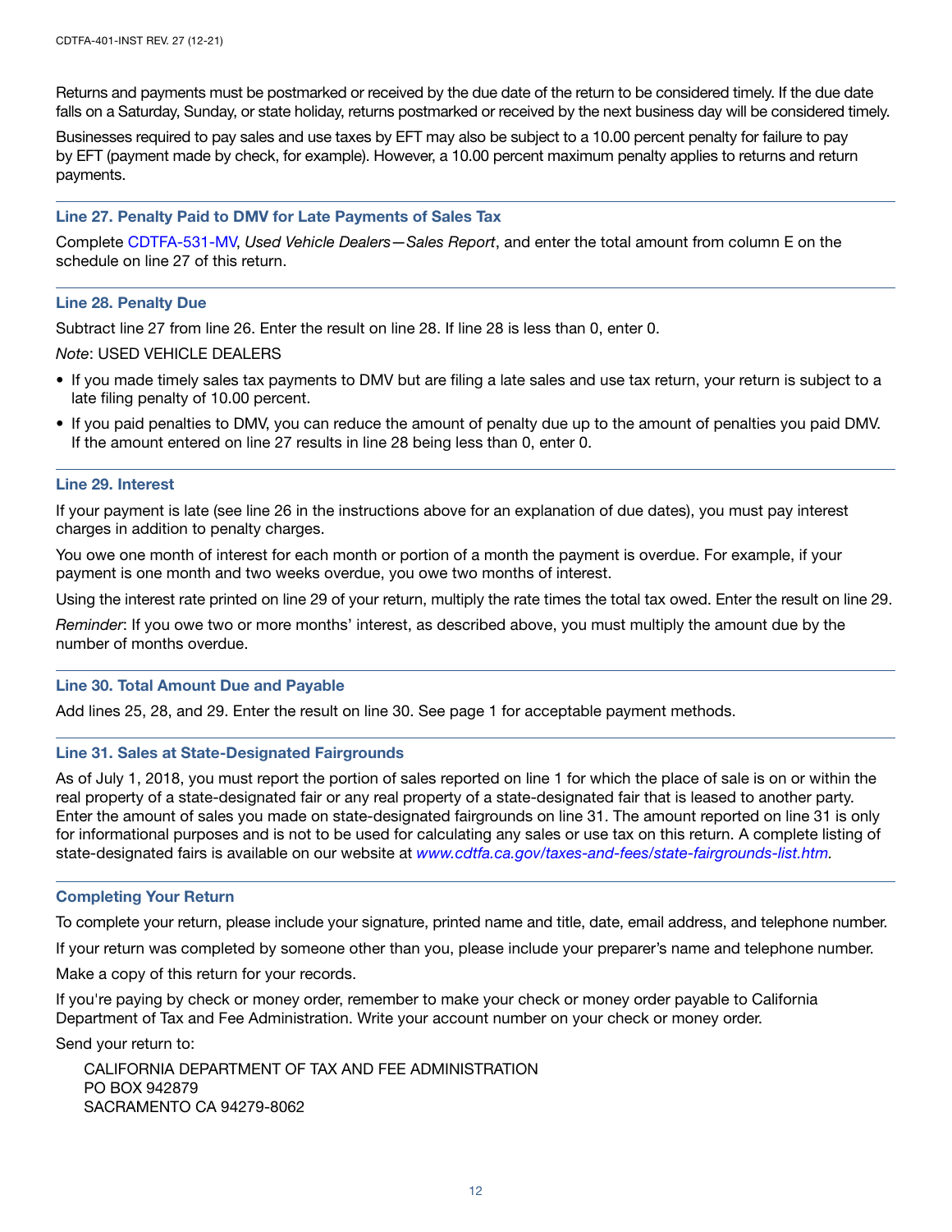Returns and payments must be postmarked or received by the due date of the return to be considered timely. If the due date falls on a Saturday, Sunday, or state holiday, returns postmarked or received by the next business day will be considered timely.

Businesses required to pay sales and use taxes by EFT may also be subject to a 10.00 percent penalty for failure to pay by EFT (payment made by check, for example). However, a 10.00 percent maximum penalty applies to returns and return payments.

### Line 27. Penalty Paid to DMV for Late Payments of Sales Tax

Complete CDTFA-531-MV, *Used Vehicle Dealers—Sales Report*, and enter the total amount from column E on the schedule on line 27 of this return.

### Line 28. Penalty Due

Subtract line 27 from line 26. Enter the result on line 28. If line 28 is less than 0, enter 0.

*Note*: USED VEHICLE DEALERS

- If you made timely sales tax payments to DMV but are filing a late sales and use tax return, your return is subject to a late filing penalty of 10.00 percent.
- If you paid penalties to DMV, you can reduce the amount of penalty due up to the amount of penalties you paid DMV. If the amount entered on line 27 results in line 28 being less than 0, enter 0.

### Line 29. Interest

If your payment is late (see line 26 in the instructions above for an explanation of due dates), you must pay interest charges in addition to penalty charges.

You owe one month of interest for each month or portion of a month the payment is overdue. For example, if your payment is one month and two weeks overdue, you owe two months of interest.

Using the interest rate printed on line 29 of your return, multiply the rate times the total tax owed. Enter the result on line 29.

*Reminder*: If you owe two or more months' interest, as described above, you must multiply the amount due by the number of months overdue.

### Line 30. Total Amount Due and Payable

Add lines 25, 28, and 29. Enter the result on line 30. See page 1 for acceptable payment methods.

### Line 31. Sales at State-Designated Fairgrounds

As of July 1, 2018, you must report the portion of sales reported on line 1 for which the place of sale is on or within the real property of a state-designated fair or any real property of a state-designated fair that is leased to another party. Enter the amount of sales you made on state-designated fairgrounds on line 31. The amount reported on line 31 is only for informational purposes and is not to be used for calculating any sales or use tax on this return. A complete listing of state-designated fairs is available on our website at *www.cdtfa.ca.gov/taxes-and-fees/state-fairgrounds-list.htm*.

### Completing Your Return

To complete your return, please include your signature, printed name and title, date, email address, and telephone number.

If your return was completed by someone other than you, please include your preparer's name and telephone number.

Make a copy of this return for your records.

If you're paying by check or money order, remember to make your check or money order payable to California Department of Tax and Fee Administration. Write your account number on your check or money order.

Send your return to:

CALIFORNIA DEPARTMENT OF TAX AND FEE ADMINISTRATION
PO BOX 942879
SACRAMENTO CA 94279-8062